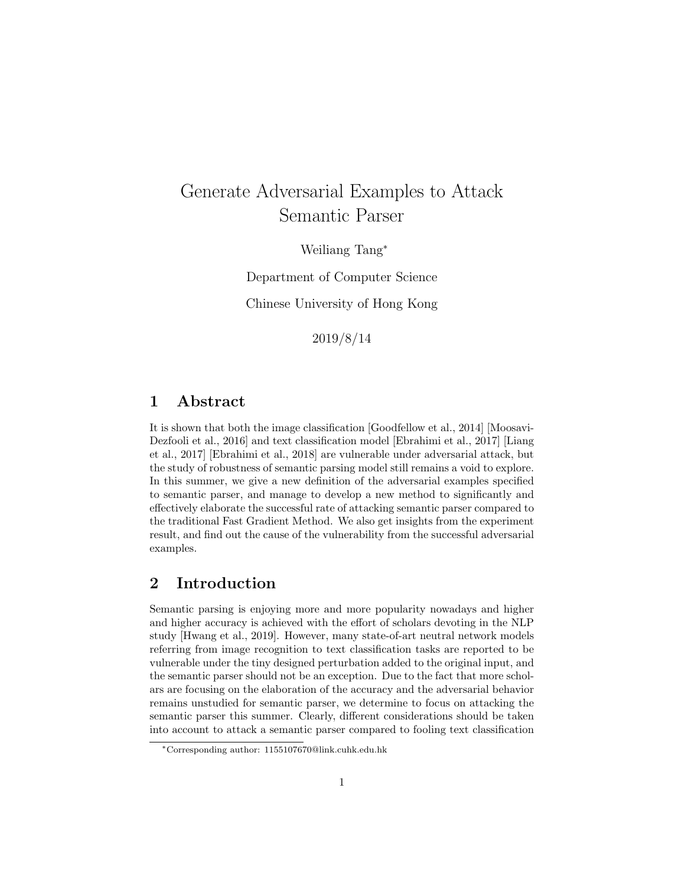# Generate Adversarial Examples to Attack Semantic Parser

Weiliang Tang*

Department of Computer Science

Chinese University of Hong Kong

2019/8/14

## 1 Abstract

It is shown that both the image classification [Goodfellow et al., 2014] [Moosavi-Dezfooli et al., 2016] and text classification model [Ebrahimi et al., 2017] [Liang et al., 2017] [Ebrahimi et al., 2018] are vulnerable under adversarial attack, but the study of robustness of semantic parsing model still remains a void to explore. In this summer, we give a new definition of the adversarial examples specified to semantic parser, and manage to develop a new method to significantly and effectively elaborate the successful rate of attacking semantic parser compared to the traditional Fast Gradient Method. We also get insights from the experiment result, and find out the cause of the vulnerability from the successful adversarial examples.

## 2 Introduction

Semantic parsing is enjoying more and more popularity nowadays and higher and higher accuracy is achieved with the effort of scholars devoting in the NLP study [Hwang et al., 2019]. However, many state-of-art neutral network models referring from image recognition to text classification tasks are reported to be vulnerable under the tiny designed perturbation added to the original input, and the semantic parser should not be an exception. Due to the fact that more scholars are focusing on the elaboration of the accuracy and the adversarial behavior remains unstudied for semantic parser, we determine to focus on attacking the semantic parser this summer. Clearly, different considerations should be taken into account to attack a semantic parser compared to fooling text classification

*Corresponding author: 1155107670@link.cuhk.edu.hk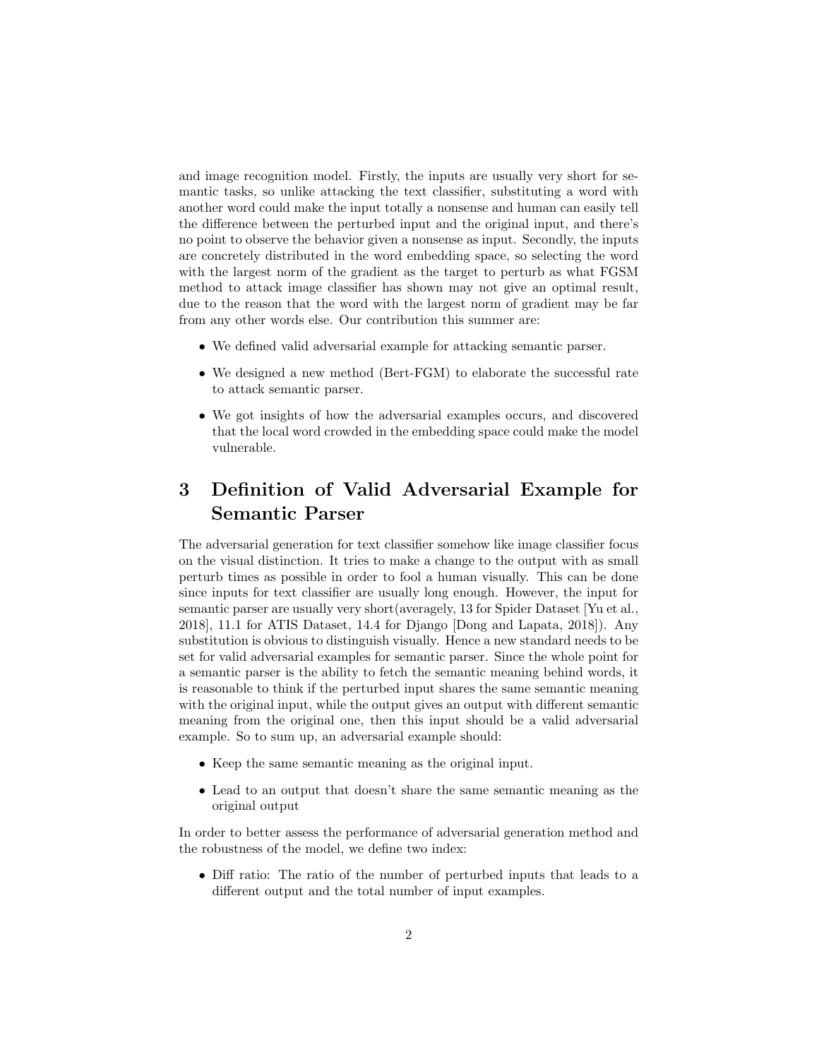and image recognition model. Firstly, the inputs are usually very short for semantic tasks, so unlike attacking the text classifier, substituting a word with another word could make the input totally a nonsense and human can easily tell the difference between the perturbed input and the original input, and there's no point to observe the behavior given a nonsense as input. Secondly, the inputs are concretely distributed in the word embedding space, so selecting the word with the largest norm of the gradient as the target to perturb as what FGSM method to attack image classifier has shown may not give an optimal result, due to the reason that the word with the largest norm of gradient may be far from any other words else. Our contribution this summer are:

- We defined valid adversarial example for attacking semantic parser.
- We designed a new method (Bert-FGM) to elaborate the successful rate to attack semantic parser.
- We got insights of how the adversarial examples occurs, and discovered that the local word crowded in the embedding space could make the model vulnerable.

# 3 Definition of Valid Adversarial Example for Semantic Parser

The adversarial generation for text classifier somehow like image classifier focus on the visual distinction. It tries to make a change to the output with as small perturb times as possible in order to fool a human visually. This can be done since inputs for text classifier are usually long enough. However, the input for semantic parser are usually very short(averagely, 13 for Spider Dataset [Yu et al., 2018], 11.1 for ATIS Dataset, 14.4 for Django [Dong and Lapata, 2018]). Any substitution is obvious to distinguish visually. Hence a new standard needs to be set for valid adversarial examples for semantic parser. Since the whole point for a semantic parser is the ability to fetch the semantic meaning behind words, it is reasonable to think if the perturbed input shares the same semantic meaning with the original input, while the output gives an output with different semantic meaning from the original one, then this input should be a valid adversarial example. So to sum up, an adversarial example should:

- Keep the same semantic meaning as the original input.
- Lead to an output that doesn't share the same semantic meaning as the original output

In order to better assess the performance of adversarial generation method and the robustness of the model, we define two index:

- Diff ratio: The ratio of the number of perturbed inputs that leads to a different output and the total number of input examples.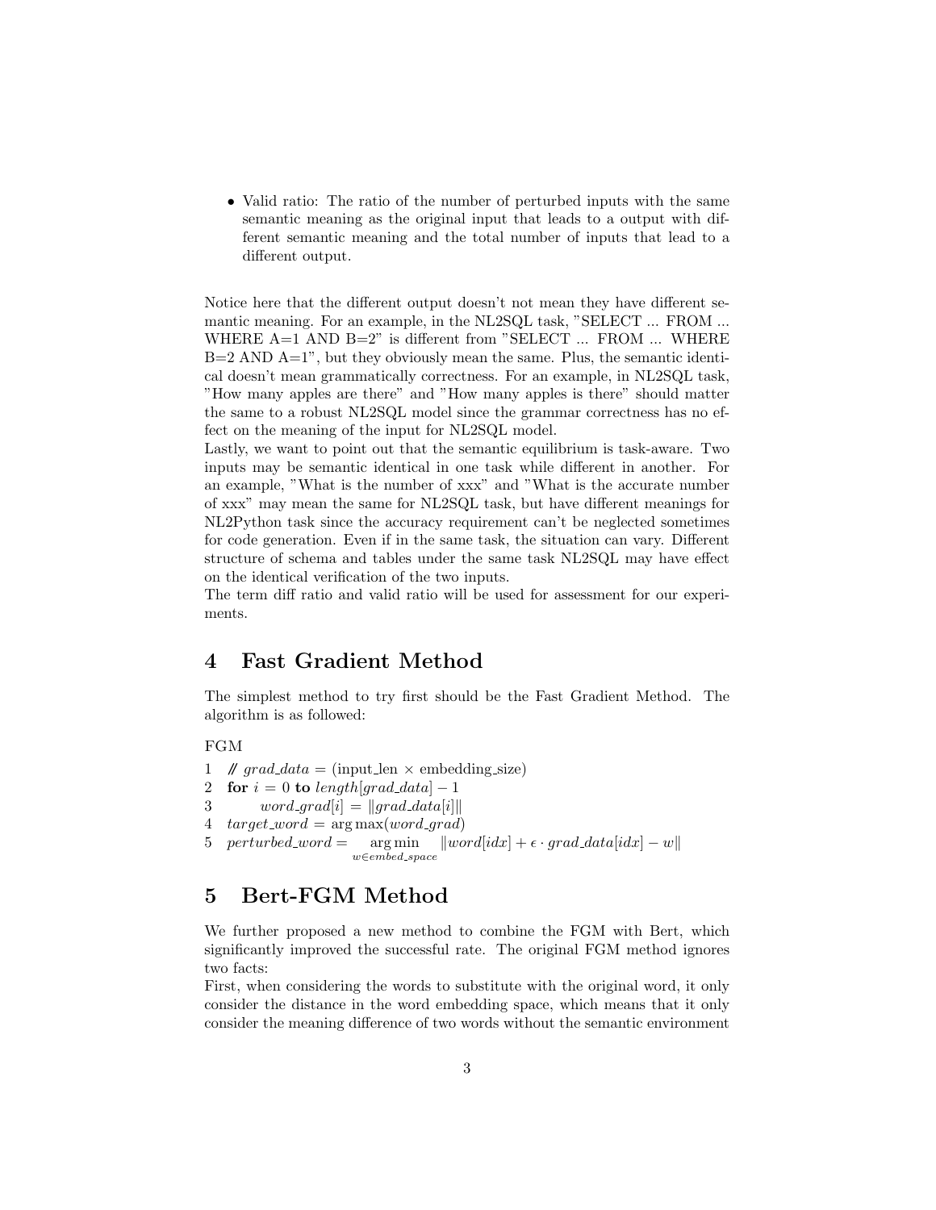- Valid ratio: The ratio of the number of perturbed inputs with the same semantic meaning as the original input that leads to a output with different semantic meaning and the total number of inputs that lead to a different output.

Notice here that the different output doesn't not mean they have different semantic meaning. For an example, in the NL2SQL task, "SELECT ... FROM ... WHERE A=1 AND B=2" is different from "SELECT ... FROM ... WHERE B=2 AND A=1", but they obviously mean the same. Plus, the semantic identical doesn't mean grammatically correctness. For an example, in NL2SQL task, "How many apples are there" and "How many apples is there" should matter the same to a robust NL2SQL model since the grammar correctness has no effect on the meaning of the input for NL2SQL model.
Lastly, we want to point out that the semantic equilibrium is task-aware. Two inputs may be semantic identical in one task while different in another. For an example, "What is the number of xxx" and "What is the accurate number of xxx" may mean the same for NL2SQL task, but have different meanings for NL2Python task since the accuracy requirement can't be neglected sometimes for code generation. Even if in the same task, the situation can vary. Different structure of schema and tables under the same task NL2SQL may have effect on the identical verification of the two inputs.
The term diff ratio and valid ratio will be used for assessment for our experiments.

# 4 Fast Gradient Method

The simplest method to try first should be the Fast Gradient Method. The algorithm is as followed:

FGM

1 // $grad\_data$ = (input_len × embedding_size)
2 **for** $i = 0$ **to** $length[grad\_data] - 1$
3 $\quad word\_grad[i] = \|grad\_data[i]\|$
4 $target\_word = \arg\max(word\_grad)$
5 $perturbed\_word = \underset{w \in embed\_space}{\arg\min} \; \|word[idx] + \epsilon \cdot grad\_data[idx] - w\|$

# 5 Bert-FGM Method

We further proposed a new method to combine the FGM with Bert, which significantly improved the successful rate. The original FGM method ignores two facts:
First, when considering the words to substitute with the original word, it only consider the distance in the word embedding space, which means that it only consider the meaning difference of two words without the semantic environment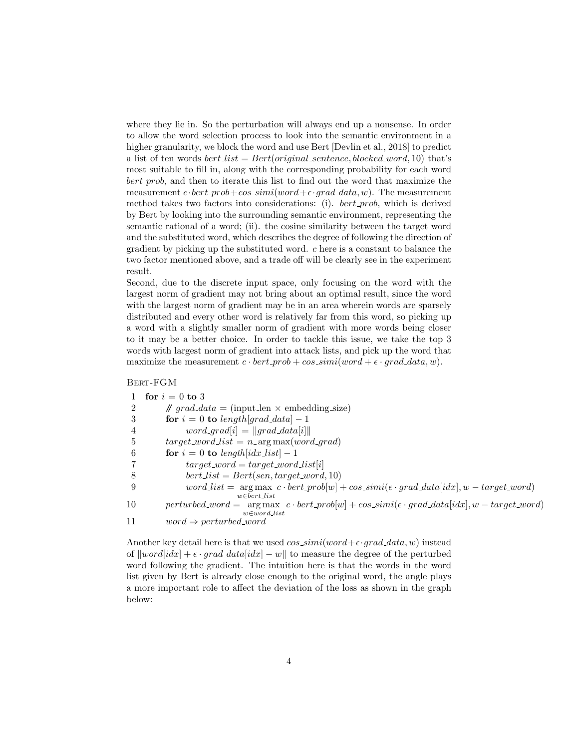where they lie in. So the perturbation will always end up a nonsense. In order to allow the word selection process to look into the semantic environment in a higher granularity, we block the word and use Bert [Devlin et al., 2018] to predict a list of ten words $bert\_list = Bert(original\_sentence, blocked\_word, 10)$ that's most suitable to fill in, along with the corresponding probability for each word $bert\_prob$, and then to iterate this list to find out the word that maximize the measurement $c \cdot bert\_prob + cos\_simi(word + \epsilon \cdot grad\_data, w)$. The measurement method takes two factors into considerations: (i). $bert\_prob$, which is derived by Bert by looking into the surrounding semantic environment, representing the semantic rational of a word; (ii). the cosine similarity between the target word and the substituted word, which describes the degree of following the direction of gradient by picking up the substituted word. $c$ here is a constant to balance the two factor mentioned above, and a trade off will be clearly see in the experiment result.

Second, due to the discrete input space, only focusing on the word with the largest norm of gradient may not bring about an optimal result, since the word with the largest norm of gradient may be in an area wherein words are sparsely distributed and every other word is relatively far from this word, so picking up a word with a slightly smaller norm of gradient with more words being closer to it may be a better choice. In order to tackle this issue, we take the top 3 words with largest norm of gradient into attack lists, and pick up the word that maximize the measurement $c \cdot bert\_prob + cos\_simi(word + \epsilon \cdot grad\_data, w)$.

BERT-FGM

```
1   for i = 0 to 3
2       // grad_data = (input_len × embedding_size)
3       for i = 0 to length[grad_data] − 1
4           word_grad[i] = ||grad_data[i]||
5       target_word_list = n_arg max(word_grad)
6       for i = 0 to length[idx_list] − 1
7           target_word = target_word_list[i]
8           bert_list = Bert(sen, target_word, 10)
9           word_list = arg max_{w∈bert_list} c · bert_prob[w] + cos_simi(ε · grad_data[idx], w − target_word)
10      perturbed_word = arg max_{w∈word_list} c · bert_prob[w] + cos_simi(ε · grad_data[idx], w − target_word)
11      word ⇒ perturbed_word
```

Another key detail here is that we used $cos\_simi(word+\epsilon \cdot grad\_data, w)$ instead of $\|word[idx] + \epsilon \cdot grad\_data[idx] - w\|$ to measure the degree of the perturbed word following the gradient. The intuition here is that the words in the word list given by Bert is already close enough to the original word, the angle plays a more important role to affect the deviation of the loss as shown in the graph below: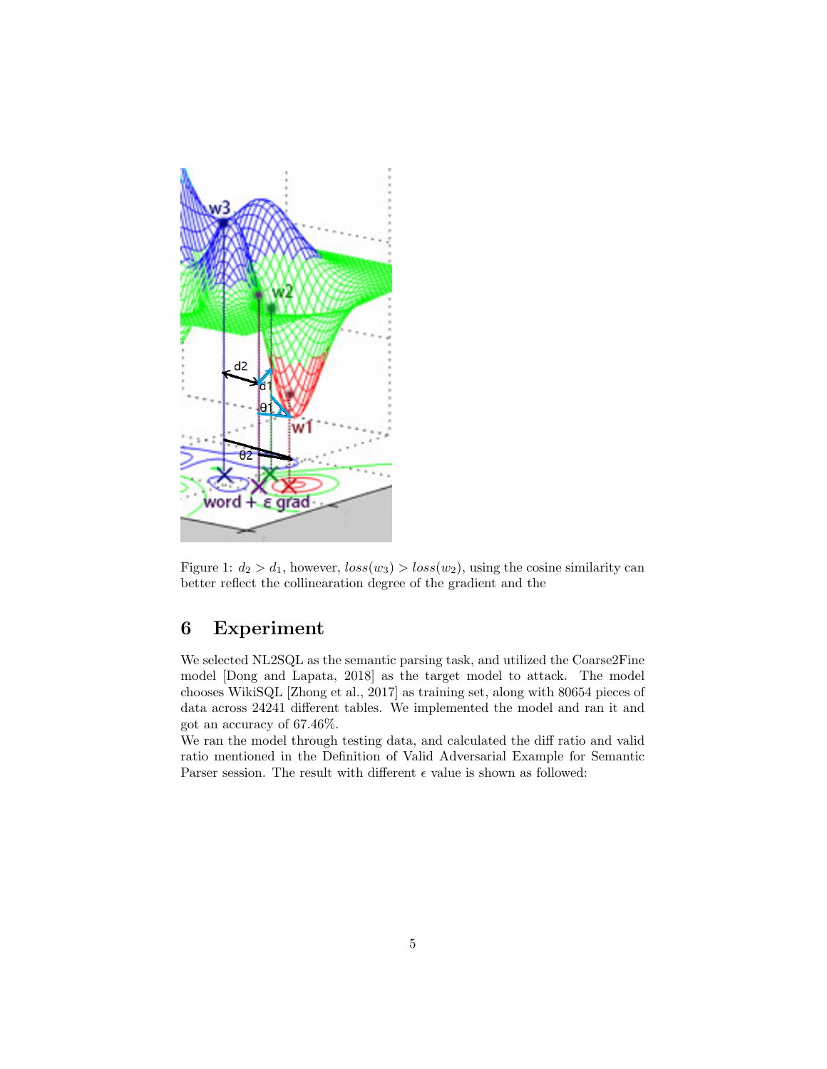Figure 1: $d_2 > d_1$, however, $loss(w_3) > loss(w_2)$, using the cosine similarity can better reflect the collinearation degree of the gradient and the

## 6 Experiment

We selected NL2SQL as the semantic parsing task, and utilized the Coarse2Fine model [Dong and Lapata, 2018] as the target model to attack. The model chooses WikiSQL [Zhong et al., 2017] as training set, along with 80654 pieces of data across 24241 different tables. We implemented the model and ran it and got an accuracy of 67.46%.

We ran the model through testing data, and calculated the diff ratio and valid ratio mentioned in the Definition of Valid Adversarial Example for Semantic Parser session. The result with different $\epsilon$ value is shown as followed: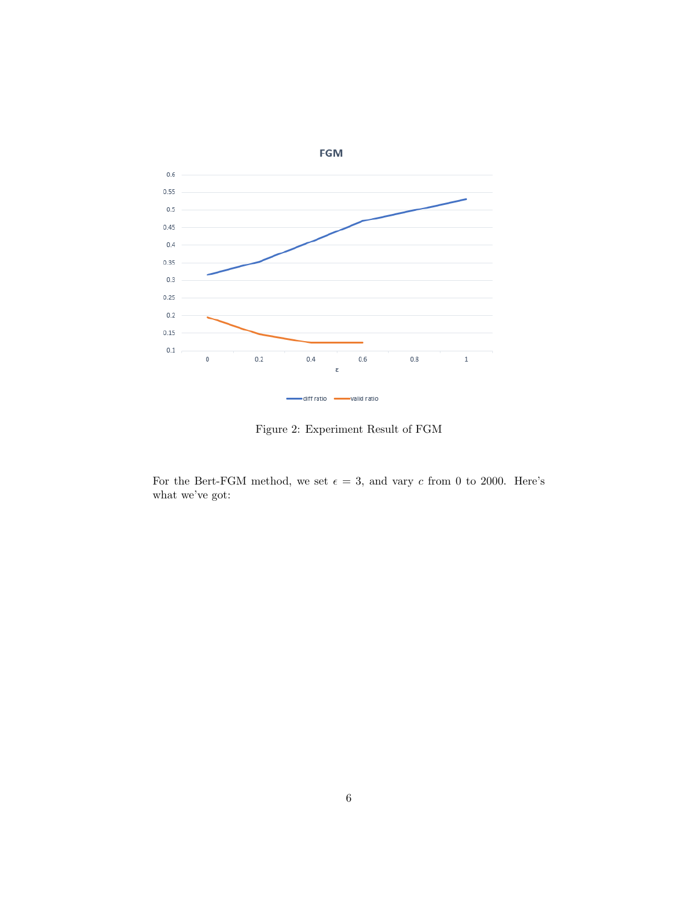Figure 2: Experiment Result of FGM

For the Bert-FGM method, we set $\epsilon = 3$, and vary $c$ from 0 to 2000. Here's what we've got: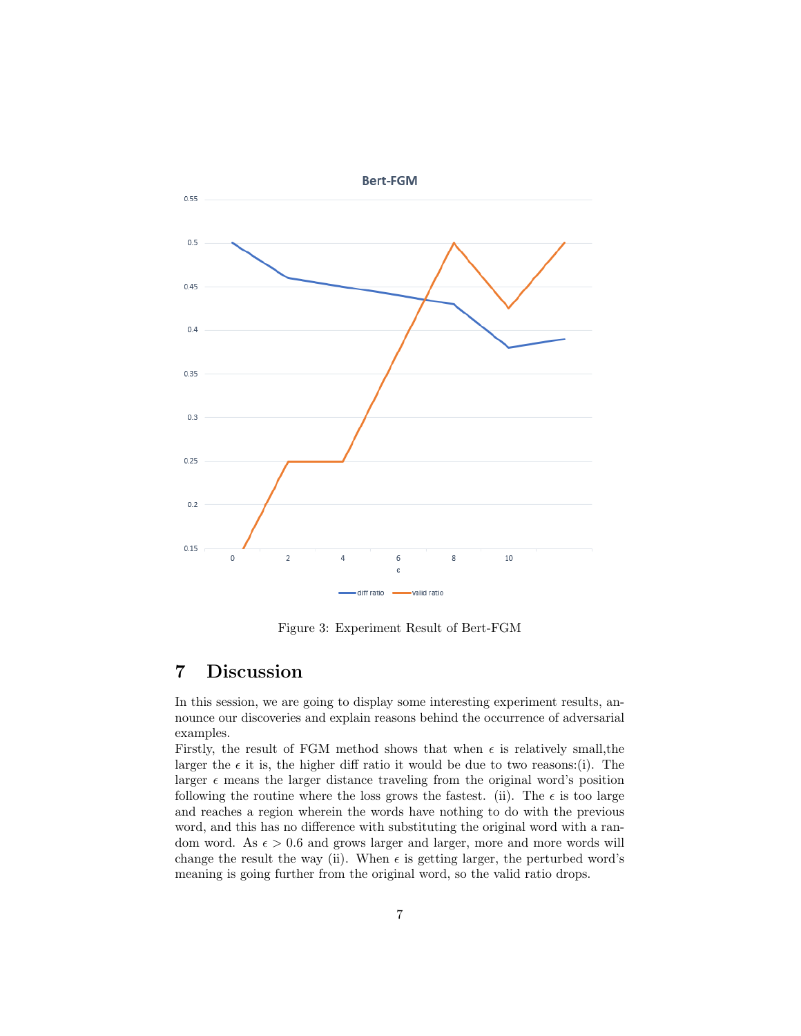Figure 3: Experiment Result of Bert-FGM

## 7 Discussion

In this session, we are going to display some interesting experiment results, announce our discoveries and explain reasons behind the occurrence of adversarial examples.

Firstly, the result of FGM method shows that when $\epsilon$ is relatively small,the larger the $\epsilon$ it is, the higher diff ratio it would be due to two reasons:(i). The larger $\epsilon$ means the larger distance traveling from the original word's position following the routine where the loss grows the fastest. (ii). The $\epsilon$ is too large and reaches a region wherein the words have nothing to do with the previous word, and this has no difference with substituting the original word with a random word. As $\epsilon > 0.6$ and grows larger and larger, more and more words will change the result the way (ii). When $\epsilon$ is getting larger, the perturbed word's meaning is going further from the original word, so the valid ratio drops.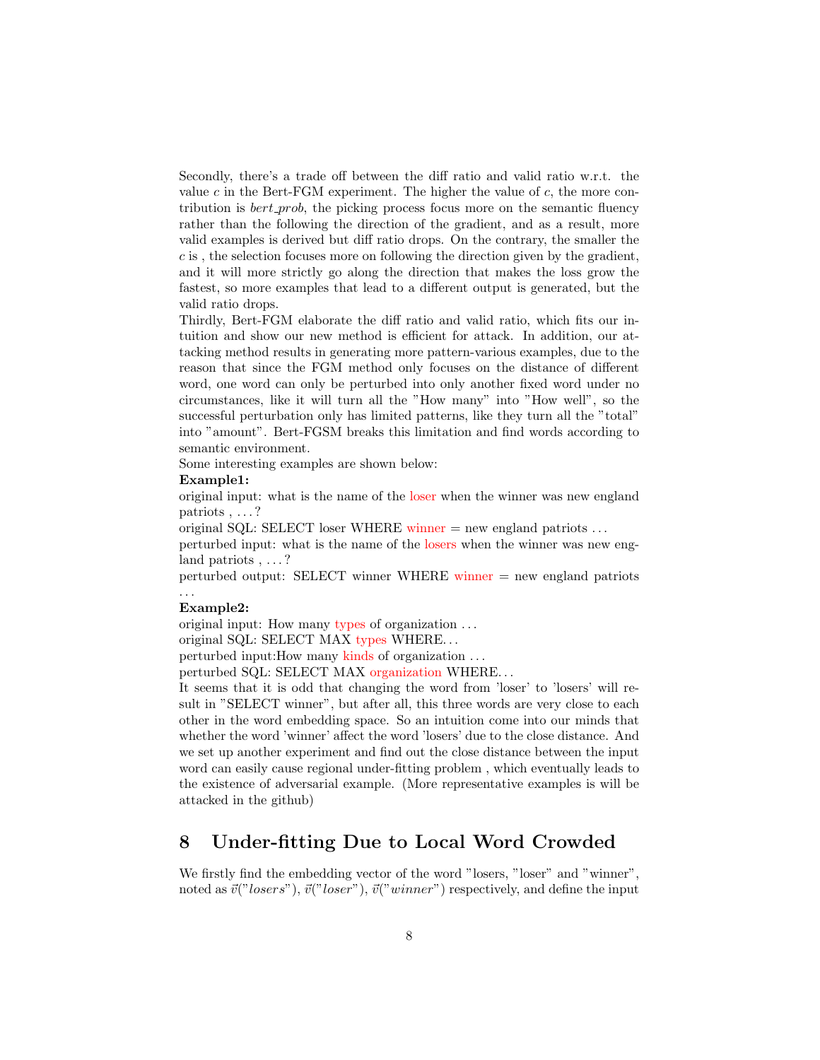Secondly, there's a trade off between the diff ratio and valid ratio w.r.t. the value $c$ in the Bert-FGM experiment. The higher the value of $c$, the more contribution is *bert_prob*, the picking process focus more on the semantic fluency rather than the following the direction of the gradient, and as a result, more valid examples is derived but diff ratio drops. On the contrary, the smaller the $c$ is , the selection focuses more on following the direction given by the gradient, and it will more strictly go along the direction that makes the loss grow the fastest, so more examples that lead to a different output is generated, but the valid ratio drops.

Thirdly, Bert-FGM elaborate the diff ratio and valid ratio, which fits our intuition and show our new method is efficient for attack. In addition, our attacking method results in generating more pattern-various examples, due to the reason that since the FGM method only focuses on the distance of different word, one word can only be perturbed into only another fixed word under no circumstances, like it will turn all the "How many" into "How well", so the successful perturbation only has limited patterns, like they turn all the "total" into "amount". Bert-FGSM breaks this limitation and find words according to semantic environment.

Some interesting examples are shown below:

**Example1:**

original input: what is the name of the loser when the winner was new england patriots , . . . ?

original SQL: SELECT loser WHERE winner = new england patriots . . .

perturbed input: what is the name of the losers when the winner was new england patriots , . . . ?

perturbed output: SELECT winner WHERE winner = new england patriots . . .

**Example2:**

original input: How many types of organization . . .

original SQL: SELECT MAX types WHERE. . .

perturbed input:How many kinds of organization . . .

perturbed SQL: SELECT MAX organization WHERE. . .

It seems that it is odd that changing the word from 'loser' to 'losers' will result in "SELECT winner", but after all, this three words are very close to each other in the word embedding space. So an intuition come into our minds that whether the word 'winner' affect the word 'losers' due to the close distance. And we set up another experiment and find out the close distance between the input word can easily cause regional under-fitting problem , which eventually leads to the existence of adversarial example. (More representative examples is will be attacked in the github)

## 8 Under-fitting Due to Local Word Crowded

We firstly find the embedding vector of the word "losers, "loser" and "winner", noted as $\vec{v}("losers")$, $\vec{v}("loser")$, $\vec{v}("winner")$ respectively, and define the input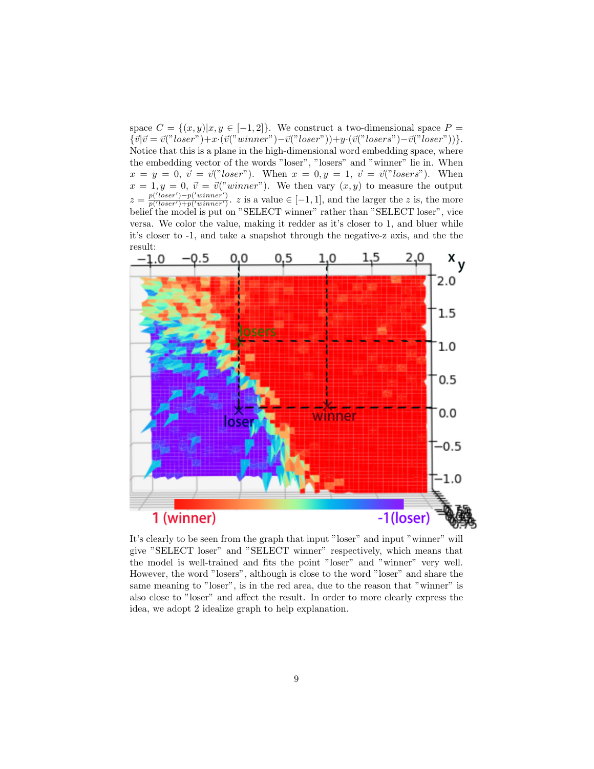space $C = \{(x, y)|x, y \in [-1, 2]\}$. We construct a two-dimensional space $P = \{\vec{v}|\vec{v} = \vec{v}("loser") + x \cdot (\vec{v}("winner") - \vec{v}("loser")) + y \cdot (\vec{v}("losers") - \vec{v}("loser"))\}$. Notice that this is a plane in the high-dimensional word embedding space, where the embedding vector of the words "loser", "losers" and "winner" lie in. When $x = y = 0$, $\vec{v} = \vec{v}("loser")$. When $x = 0, y = 1$, $\vec{v} = \vec{v}("losers")$. When $x = 1, y = 0$, $\vec{v} = \vec{v}("winner")$. We then vary $(x, y)$ to measure the output $z = \frac{p('loser') - p('winner')}{p('loser') + p('winner')}$. $z$ is a value $\in [-1, 1]$, and the larger the $z$ is, the more belief the model is put on "SELECT winner" rather than "SELECT loser", vice versa. We color the value, making it redder as it's closer to 1, and bluer while it's closer to -1, and take a snapshot through the negative-z axis, and the the result:

It's clearly to be seen from the graph that input "loser" and input "winner" will give "SELECT loser" and "SELECT winner" respectively, which means that the model is well-trained and fits the point "loser" and "winner" very well. However, the word "losers", although is close to the word "loser" and share the same meaning to "loser", is in the red area, due to the reason that "winner" is also close to "loser" and affect the result. In order to more clearly express the idea, we adopt 2 idealize graph to help explanation.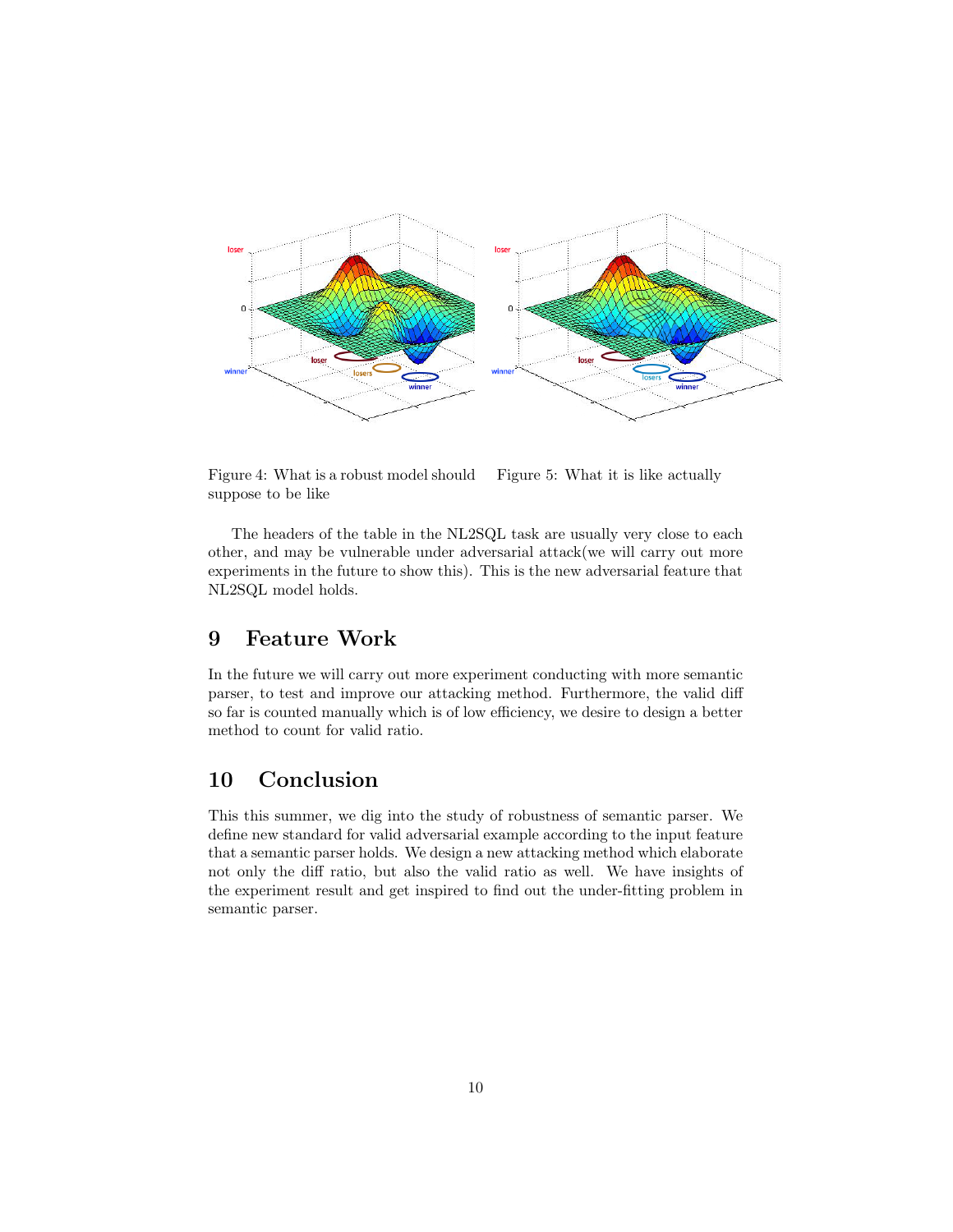Figure 4: What is a robust model should suppose to be like

Figure 5: What it is like actually

The headers of the table in the NL2SQL task are usually very close to each other, and may be vulnerable under adversarial attack(we will carry out more experiments in the future to show this). This is the new adversarial feature that NL2SQL model holds.

## 9 Feature Work

In the future we will carry out more experiment conducting with more semantic parser, to test and improve our attacking method. Furthermore, the valid diff so far is counted manually which is of low efficiency, we desire to design a better method to count for valid ratio.

## 10 Conclusion

This this summer, we dig into the study of robustness of semantic parser. We define new standard for valid adversarial example according to the input feature that a semantic parser holds. We design a new attacking method which elaborate not only the diff ratio, but also the valid ratio as well. We have insights of the experiment result and get inspired to find out the under-fitting problem in semantic parser.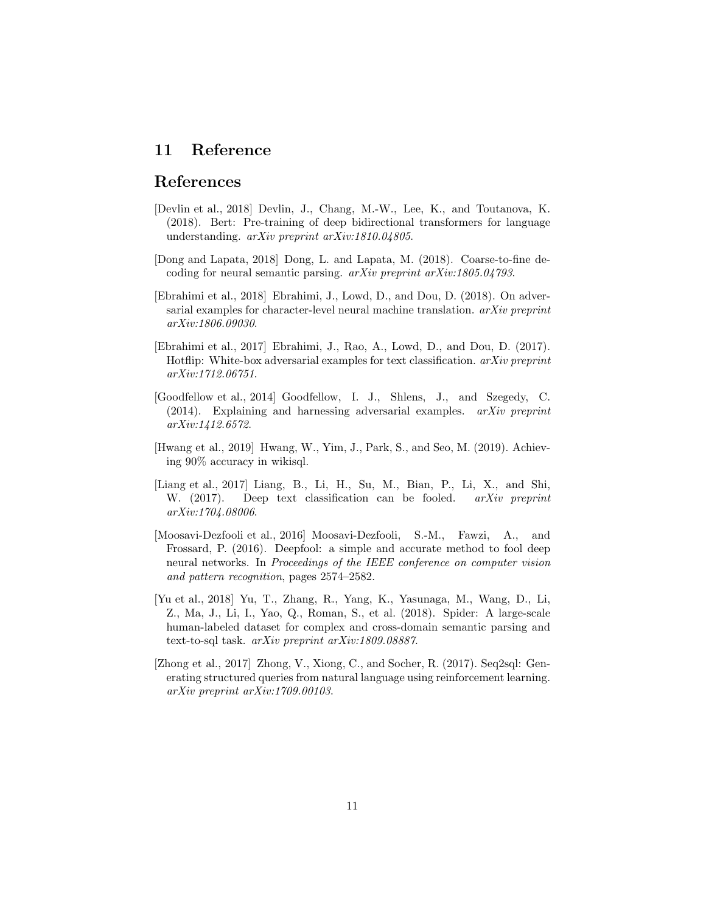# 11 Reference

## References

[Devlin et al., 2018] Devlin, J., Chang, M.-W., Lee, K., and Toutanova, K. (2018). Bert: Pre-training of deep bidirectional transformers for language understanding. *arXiv preprint arXiv:1810.04805*.

[Dong and Lapata, 2018] Dong, L. and Lapata, M. (2018). Coarse-to-fine decoding for neural semantic parsing. *arXiv preprint arXiv:1805.04793*.

[Ebrahimi et al., 2018] Ebrahimi, J., Lowd, D., and Dou, D. (2018). On adversarial examples for character-level neural machine translation. *arXiv preprint arXiv:1806.09030*.

[Ebrahimi et al., 2017] Ebrahimi, J., Rao, A., Lowd, D., and Dou, D. (2017). Hotflip: White-box adversarial examples for text classification. *arXiv preprint arXiv:1712.06751*.

[Goodfellow et al., 2014] Goodfellow, I. J., Shlens, J., and Szegedy, C. (2014). Explaining and harnessing adversarial examples. *arXiv preprint arXiv:1412.6572*.

[Hwang et al., 2019] Hwang, W., Yim, J., Park, S., and Seo, M. (2019). Achieving 90% accuracy in wikisql.

[Liang et al., 2017] Liang, B., Li, H., Su, M., Bian, P., Li, X., and Shi, W. (2017). Deep text classification can be fooled. *arXiv preprint arXiv:1704.08006*.

[Moosavi-Dezfooli et al., 2016] Moosavi-Dezfooli, S.-M., Fawzi, A., and Frossard, P. (2016). Deepfool: a simple and accurate method to fool deep neural networks. In *Proceedings of the IEEE conference on computer vision and pattern recognition*, pages 2574–2582.

[Yu et al., 2018] Yu, T., Zhang, R., Yang, K., Yasunaga, M., Wang, D., Li, Z., Ma, J., Li, I., Yao, Q., Roman, S., et al. (2018). Spider: A large-scale human-labeled dataset for complex and cross-domain semantic parsing and text-to-sql task. *arXiv preprint arXiv:1809.08887*.

[Zhong et al., 2017] Zhong, V., Xiong, C., and Socher, R. (2017). Seq2sql: Generating structured queries from natural language using reinforcement learning. *arXiv preprint arXiv:1709.00103*.